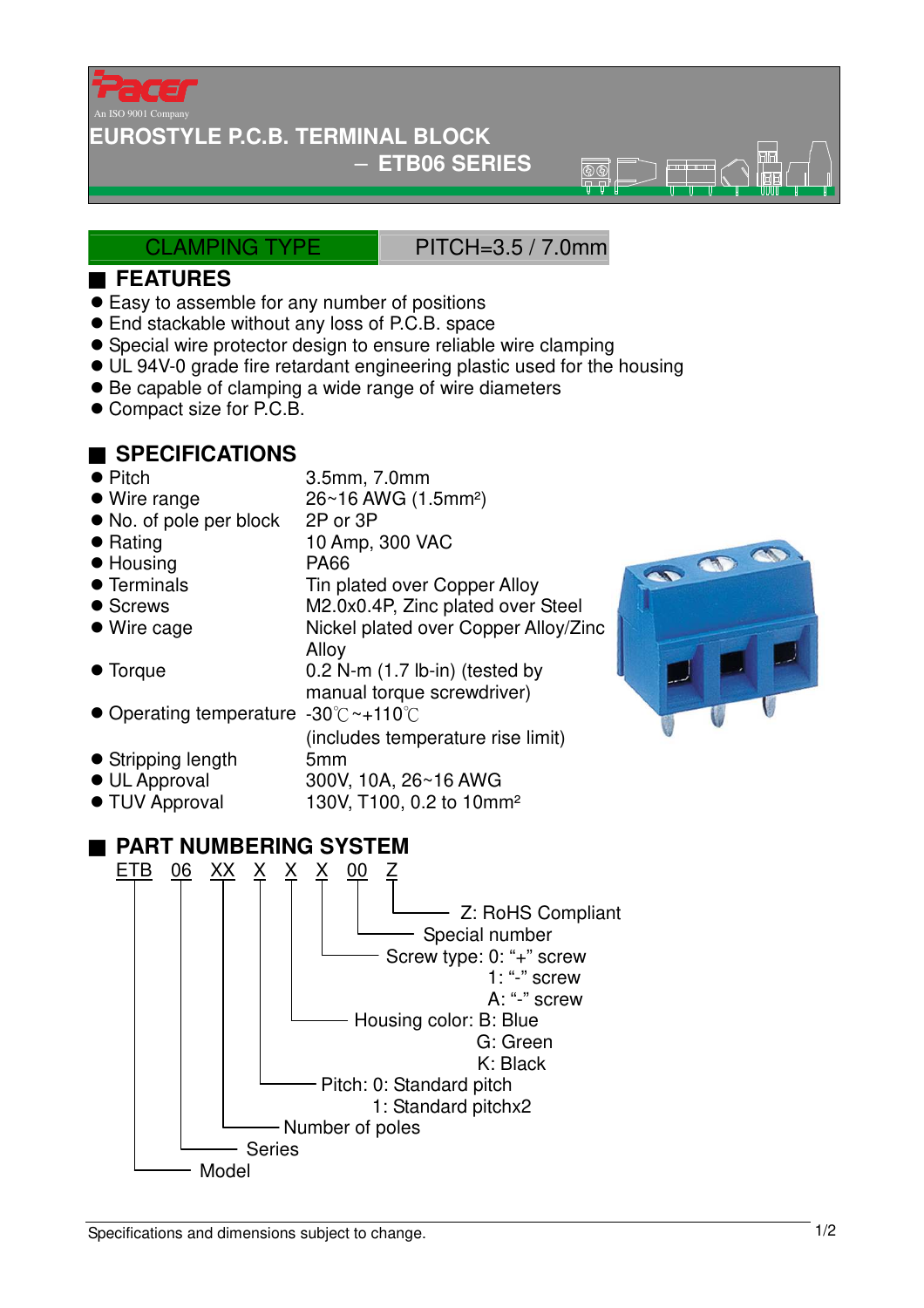Pacer

An ISO 9001 Company

# EUROSTYLE P.C.B. TERMINAL BLOCK

## – ETB06 SERIES

CLAMPING TYPE | PITCH=3.5 / 7.0mm

## FEATURES

- Easy to assemble for any number of positions
- End stackable without any loss of P.C.B. space
- Special wire protector design to ensure reliable wire clamping
- UL 94V-0 grade fire retardant engineering plastic used for the housing
- Be capable of clamping a wide range of wire diameters
- Compact size for P.C.B.

## SPECIFICATIONS

- Pitch: 3.5mm, 7.0mm
- Wire range: 26~16 AWG (1.5mm²)
- No. of pole per block: 2P or 3P
- Rating: 10 Amp, 300 VAC
- Housing: PA66
- Terminals: Tin plated over Copper Alloy
- Screws: M2.0x0.4P, Zinc plated over Steel
- Wire cage: Nickel plated over Copper Alloy/Zinc Alloy
- Torque: 0.2 N-m (1.7 lb-in) (tested by manual torque screwdriver)
- Operating temperature: -30℃~+110℃ (includes temperature rise limit)
- Stripping length: 5mm
- UL Approval: 300V, 10A, 26~16 AWG
- TUV Approval: 130V, T100, 0.2 to 10mm²

## PART NUMBERING SYSTEM

ETB 06 XX X X X 00 Z

- Z: RoHS Compliant
- 00: Special number
- X: Screw type: 0: "+" screw
  - 1: "-" screw
  - A: "-" screw
- X: Housing color: B: Blue
  - G: Green
  - K: Black
- X: Pitch: 0: Standard pitch
  - 1: Standard pitchx2
- XX: Number of poles
- 06: Series
- ETB: Model

Specifications and dimensions subject to change.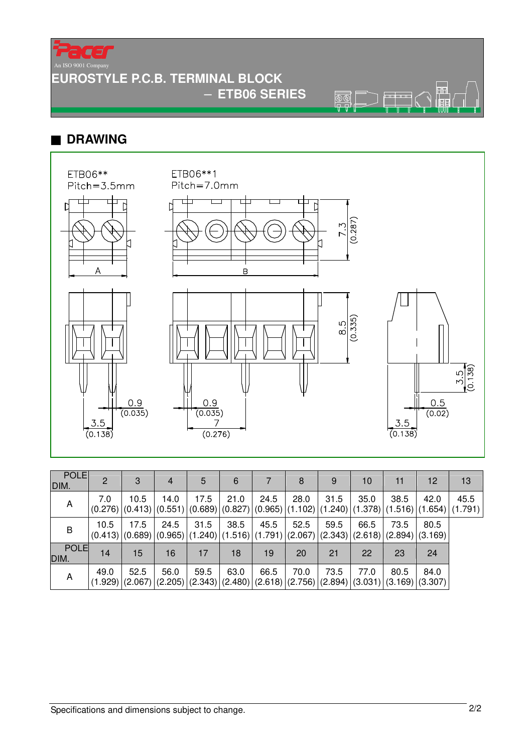**EUROSTYLE P.C.B. TERMINAL BLOCK**

**– ETB06 SERIES**

## DRAWING

ETB06**
Pitch=3.5mm

ETB06**1
Pitch=7.0mm

A

B

7.3
(0.287)

8.5
(0.335)

3.5
(0.138)

0.9
(0.035)

3.5
(0.138)

0.9
(0.035)

7
(0.276)

0.5
(0.02)

3.5
(0.138)

| POLE DIM. | 2 | 3 | 4 | 5 | 6 | 7 | 8 | 9 | 10 | 11 | 12 | 13 |
|---|---|---|---|---|---|---|---|---|---|---|---|---|
| A | 7.0 (0.276) | 10.5 (0.413) | 14.0 (0.551) | 17.5 (0.689) | 21.0 (0.827) | 24.5 (0.965) | 28.0 (1.102) | 31.5 (1.240) | 35.0 (1.378) | 38.5 (1.516) | 42.0 (1.654) | 45.5 (1.791) |
| B | 10.5 (0.413) | 17.5 (0.689) | 24.5 (0.965) | 31.5 (1.240) | 38.5 (1.516) | 45.5 (1.791) | 52.5 (2.067) | 59.5 (2.343) | 66.5 (2.618) | 73.5 (2.894) | 80.5 (3.169) | |
| POLE DIM. | 14 | 15 | 16 | 17 | 18 | 19 | 20 | 21 | 22 | 23 | 24 | |
| A | 49.0 (1.929) | 52.5 (2.067) | 56.0 (2.205) | 59.5 (2.343) | 63.0 (2.480) | 66.5 (2.618) | 70.0 (2.756) | 73.5 (2.894) | 77.0 (3.031) | 80.5 (3.169) | 84.0 (3.307) | |

Specifications and dimensions subject to change.